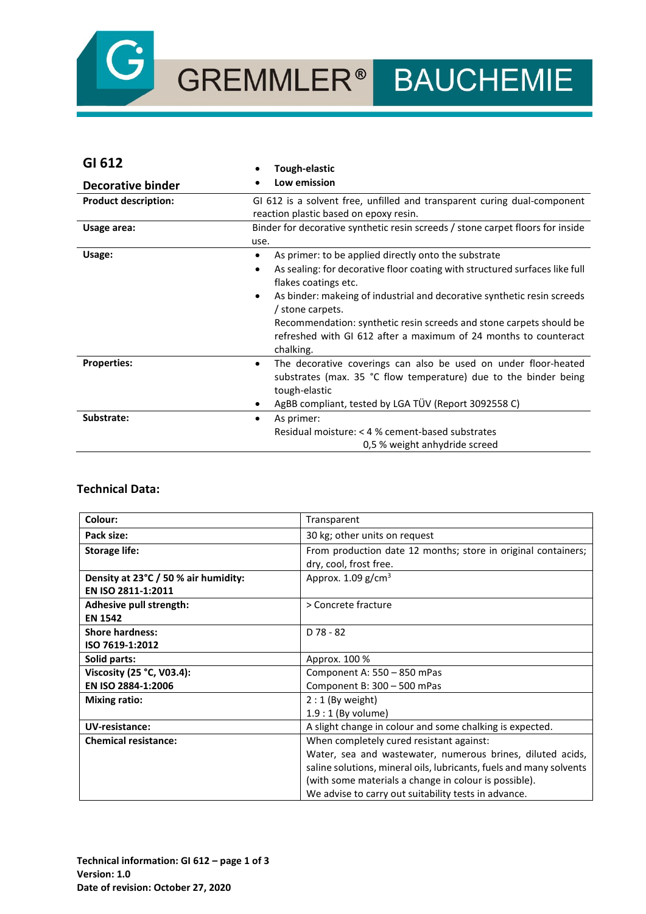GREMMLER® BAUCHEMIE

# GI 612

## Decorative binder

- **Tough-elastic**
- **Low emission**

| | |
|---|---|
| **Product description:** | GI 612 is a solvent free, unfilled and transparent curing dual-component reaction plastic based on epoxy resin. |
| **Usage area:** | Binder for decorative synthetic resin screeds / stone carpet floors for inside use. |
| **Usage:** | • As primer: to be applied directly onto the substrate<br>• As sealing: for decorative floor coating with structured surfaces like full flakes coatings etc.<br>• As binder: makeing of industrial and decorative synthetic resin screeds / stone carpets.<br>Recommendation: synthetic resin screeds and stone carpets should be refreshed with GI 612 after a maximum of 24 months to counteract chalking. |
| **Properties:** | • The decorative coverings can also be used on under floor-heated substrates (max. 35 °C flow temperature) due to the binder being tough-elastic<br>• AgBB compliant, tested by LGA TÜV (Report 3092558 C) |
| **Substrate:** | • As primer:<br>Residual moisture: < 4 % cement-based substrates<br>0,5 % weight anhydride screed |

### Technical Data:

| | |
|---|---|
| **Colour:** | Transparent |
| **Pack size:** | 30 kg; other units on request |
| **Storage life:** | From production date 12 months; store in original containers; dry, cool, frost free. |
| **Density at 23°C / 50 % air humidity:**<br>**EN ISO 2811-1:2011** | Approx. 1.09 g/cm$^3$ |
| **Adhesive pull strength:**<br>**EN 1542** | > Concrete fracture |
| **Shore hardness:**<br>**ISO 7619-1:2012** | D 78 - 82 |
| **Solid parts:** | Approx. 100 % |
| **Viscosity (25 °C, V03.4):**<br>**EN ISO 2884-1:2006** | Component A: 550 – 850 mPas<br>Component B: 300 – 500 mPas |
| **Mixing ratio:** | 2 : 1 (By weight)<br>1.9 : 1 (By volume) |
| **UV-resistance:** | A slight change in colour and some chalking is expected. |
| **Chemical resistance:** | When completely cured resistant against:<br>Water, sea and wastewater, numerous brines, diluted acids, saline solutions, mineral oils, lubricants, fuels and many solvents (with some materials a change in colour is possible).<br>We advise to carry out suitability tests in advance. |

**Technical information: GI 612 – page 1 of 3**
**Version: 1.0**
**Date of revision: October 27, 2020**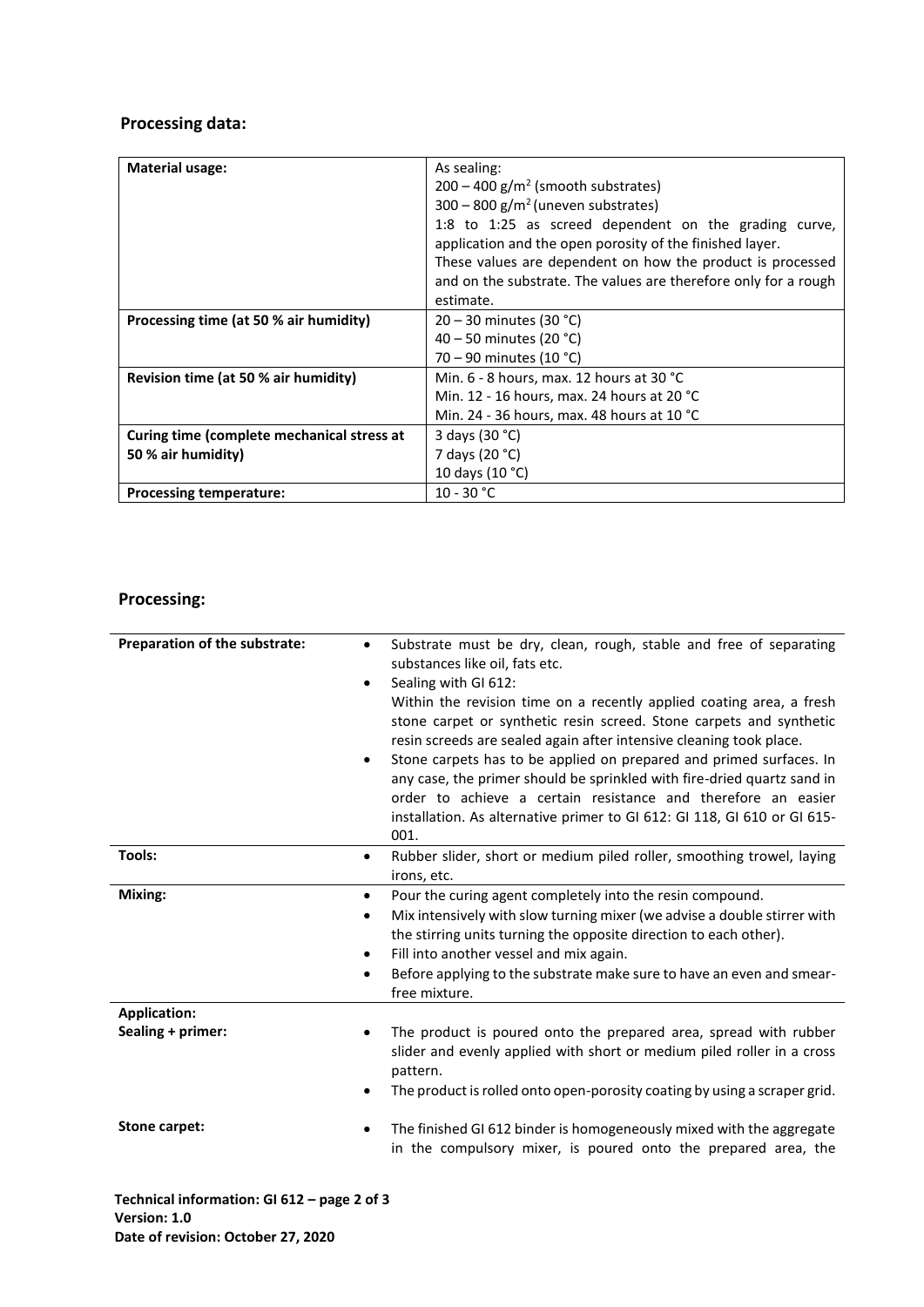## Processing data:

| **Material usage:** | As sealing:<br>200 – 400 g/m² (smooth substrates)<br>300 – 800 g/m² (uneven substrates)<br>1:8 to 1:25 as screed dependent on the grading curve, application and the open porosity of the finished layer.<br>These values are dependent on how the product is processed and on the substrate. The values are therefore only for a rough estimate. |
|---|---|
| **Processing time (at 50 % air humidity)** | 20 – 30 minutes (30 °C)<br>40 – 50 minutes (20 °C)<br>70 – 90 minutes (10 °C) |
| **Revision time (at 50 % air humidity)** | Min. 6 - 8 hours, max. 12 hours at 30 °C<br>Min. 12 - 16 hours, max. 24 hours at 20 °C<br>Min. 24 - 36 hours, max. 48 hours at 10 °C |
| **Curing time (complete mechanical stress at 50 % air humidity)** | 3 days (30 °C)<br>7 days (20 °C)<br>10 days (10 °C) |
| **Processing temperature:** | 10 - 30 °C |

## Processing:

| **Preparation of the substrate:** | • Substrate must be dry, clean, rough, stable and free of separating substances like oil, fats etc.<br>• Sealing with GI 612:<br>Within the revision time on a recently applied coating area, a fresh stone carpet or synthetic resin screed. Stone carpets and synthetic resin screeds are sealed again after intensive cleaning took place.<br>• Stone carpets has to be applied on prepared and primed surfaces. In any case, the primer should be sprinkled with fire-dried quartz sand in order to achieve a certain resistance and therefore an easier installation. As alternative primer to GI 612: GI 118, GI 610 or GI 615-001. |
|---|---|
| **Tools:** | • Rubber slider, short or medium piled roller, smoothing trowel, laying irons, etc. |
| **Mixing:** | • Pour the curing agent completely into the resin compound.<br>• Mix intensively with slow turning mixer (we advise a double stirrer with the stirring units turning the opposite direction to each other).<br>• Fill into another vessel and mix again.<br>• Before applying to the substrate make sure to have an even and smear-free mixture. |
| **Application:**<br>**Sealing + primer:** | • The product is poured onto the prepared area, spread with rubber slider and evenly applied with short or medium piled roller in a cross pattern.<br>• The product is rolled onto open-porosity coating by using a scraper grid. |
| **Stone carpet:** | • The finished GI 612 binder is homogeneously mixed with the aggregate in the compulsory mixer, is poured onto the prepared area, the |

**Technical information: GI 612 – page 2 of 3**
**Version: 1.0**
**Date of revision: October 27, 2020**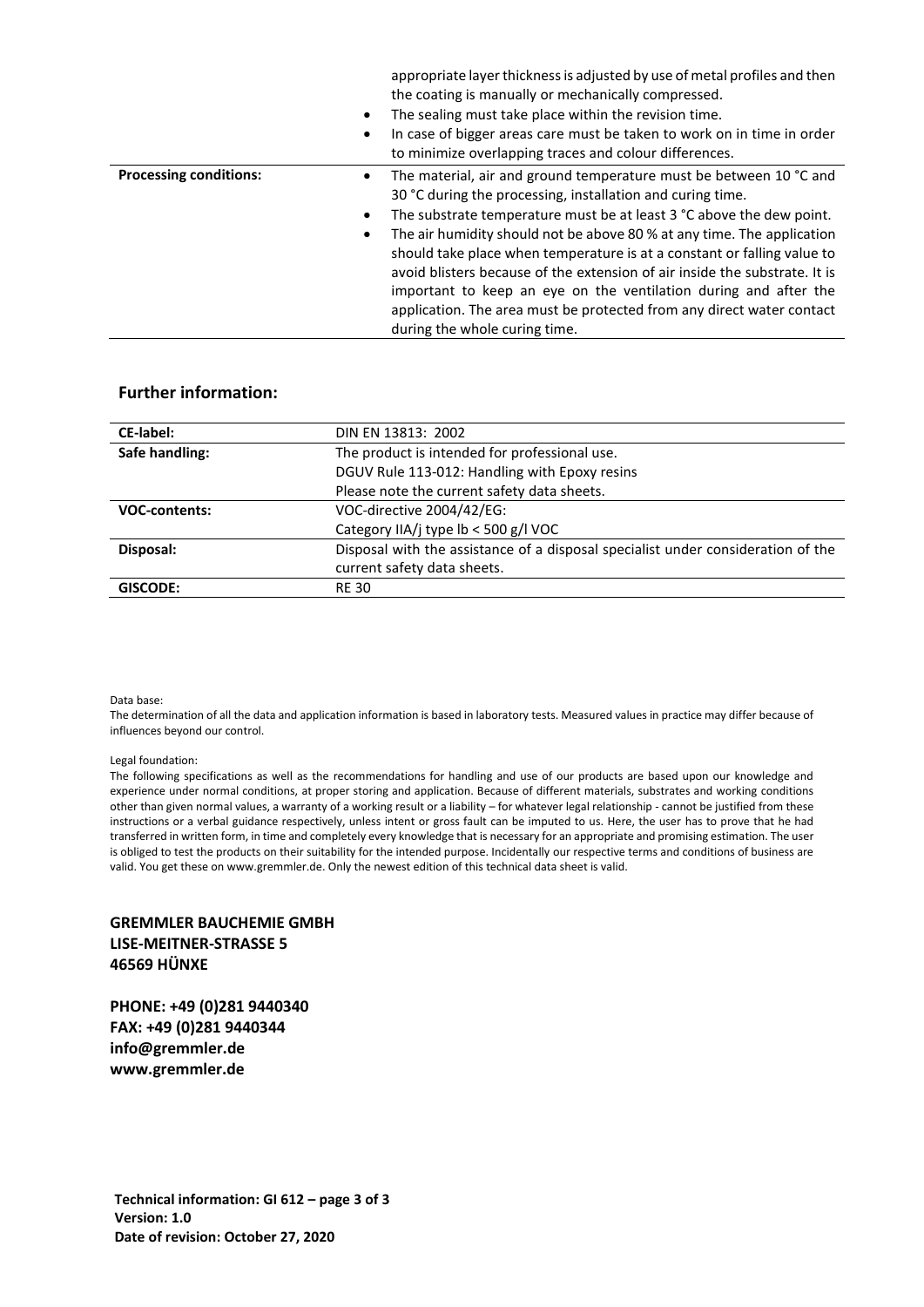| | |
|---|---|
| | appropriate layer thickness is adjusted by use of metal profiles and then the coating is manually or mechanically compressed.<br>• The sealing must take place within the revision time.<br>• In case of bigger areas care must be taken to work on in time in order to minimize overlapping traces and colour differences. |
| **Processing conditions:** | • The material, air and ground temperature must be between 10 °C and 30 °C during the processing, installation and curing time.<br>• The substrate temperature must be at least 3 °C above the dew point.<br>• The air humidity should not be above 80 % at any time. The application should take place when temperature is at a constant or falling value to avoid blisters because of the extension of air inside the substrate. It is important to keep an eye on the ventilation during and after the application. The area must be protected from any direct water contact during the whole curing time. |

## Further information:

| | |
|---|---|
| **CE-label:** | DIN EN 13813: 2002 |
| **Safe handling:** | The product is intended for professional use.<br>DGUV Rule 113-012: Handling with Epoxy resins<br>Please note the current safety data sheets. |
| **VOC-contents:** | VOC-directive 2004/42/EG:<br>Category IIA/j type lb < 500 g/l VOC |
| **Disposal:** | Disposal with the assistance of a disposal specialist under consideration of the current safety data sheets. |
| **GISCODE:** | RE 30 |

Data base:
The determination of all the data and application information is based in laboratory tests. Measured values in practice may differ because of influences beyond our control.

Legal foundation:
The following specifications as well as the recommendations for handling and use of our products are based upon our knowledge and experience under normal conditions, at proper storing and application. Because of different materials, substrates and working conditions other than given normal values, a warranty of a working result or a liability – for whatever legal relationship - cannot be justified from these instructions or a verbal guidance respectively, unless intent or gross fault can be imputed to us. Here, the user has to prove that he had transferred in written form, in time and completely every knowledge that is necessary for an appropriate and promising estimation. The user is obliged to test the products on their suitability for the intended purpose. Incidentally our respective terms and conditions of business are valid. You get these on www.gremmler.de. Only the newest edition of this technical data sheet is valid.

**GREMMLER BAUCHEMIE GMBH**
**LISE-MEITNER-STRASSE 5**
**46569 HÜNXE**

**PHONE: +49 (0)281 9440340**
**FAX: +49 (0)281 9440344**
**info@gremmler.de**
**www.gremmler.de**

**Technical information: GI 612 – page 3 of 3**
**Version: 1.0**
**Date of revision: October 27, 2020**